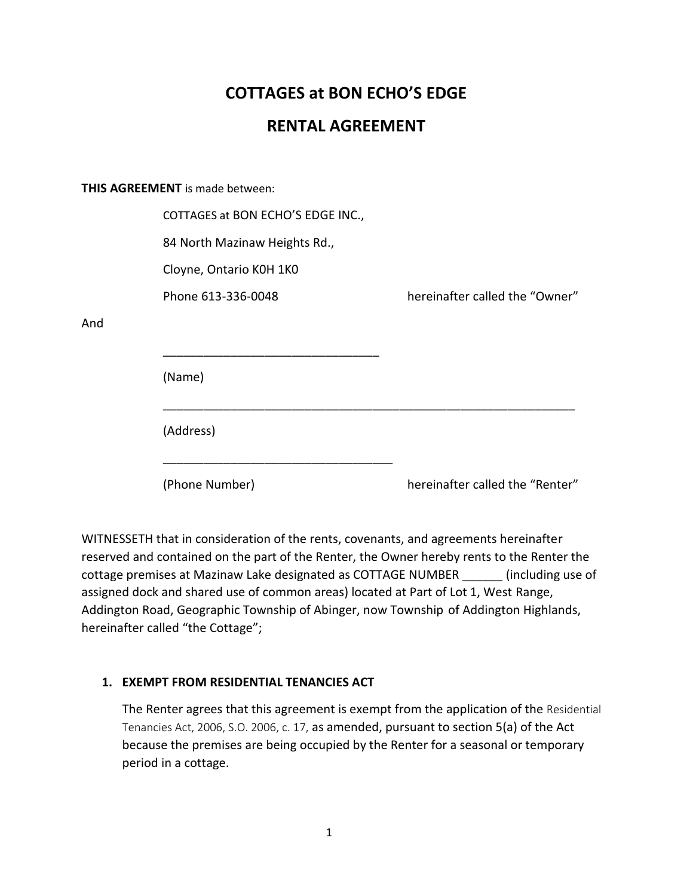# COTTAGES at BON ECHO'S EDGE

# RENTAL AGREEMENT

**THIS AGREEMENT** is made between:

COTTAGES at BON ECHO'S EDGE INC.,

84 North Mazinaw Heights Rd.,

Cloyne, Ontario K0H 1K0

Phone 613-336-0048 hereinafter called the "Owner"

And

________________________________

(Name)

________________________________________________________________

(Address)

__________________________________

(Phone Number) hereinafter called the "Renter"

WITNESSETH that in consideration of the rents, covenants, and agreements hereinafter reserved and contained on the part of the Renter, the Owner hereby rents to the Renter the cottage premises at Mazinaw Lake designated as COTTAGE NUMBER ______ (including use of assigned dock and shared use of common areas) located at Part of Lot 1, West Range, Addington Road, Geographic Township of Abinger, now Township of Addington Highlands, hereinafter called "the Cottage";

### 1. EXEMPT FROM RESIDENTIAL TENANCIES ACT

The Renter agrees that this agreement is exempt from the application of the Residential Tenancies Act, 2006, S.O. 2006, c. 17, as amended, pursuant to section 5(a) of the Act because the premises are being occupied by the Renter for a seasonal or temporary period in a cottage.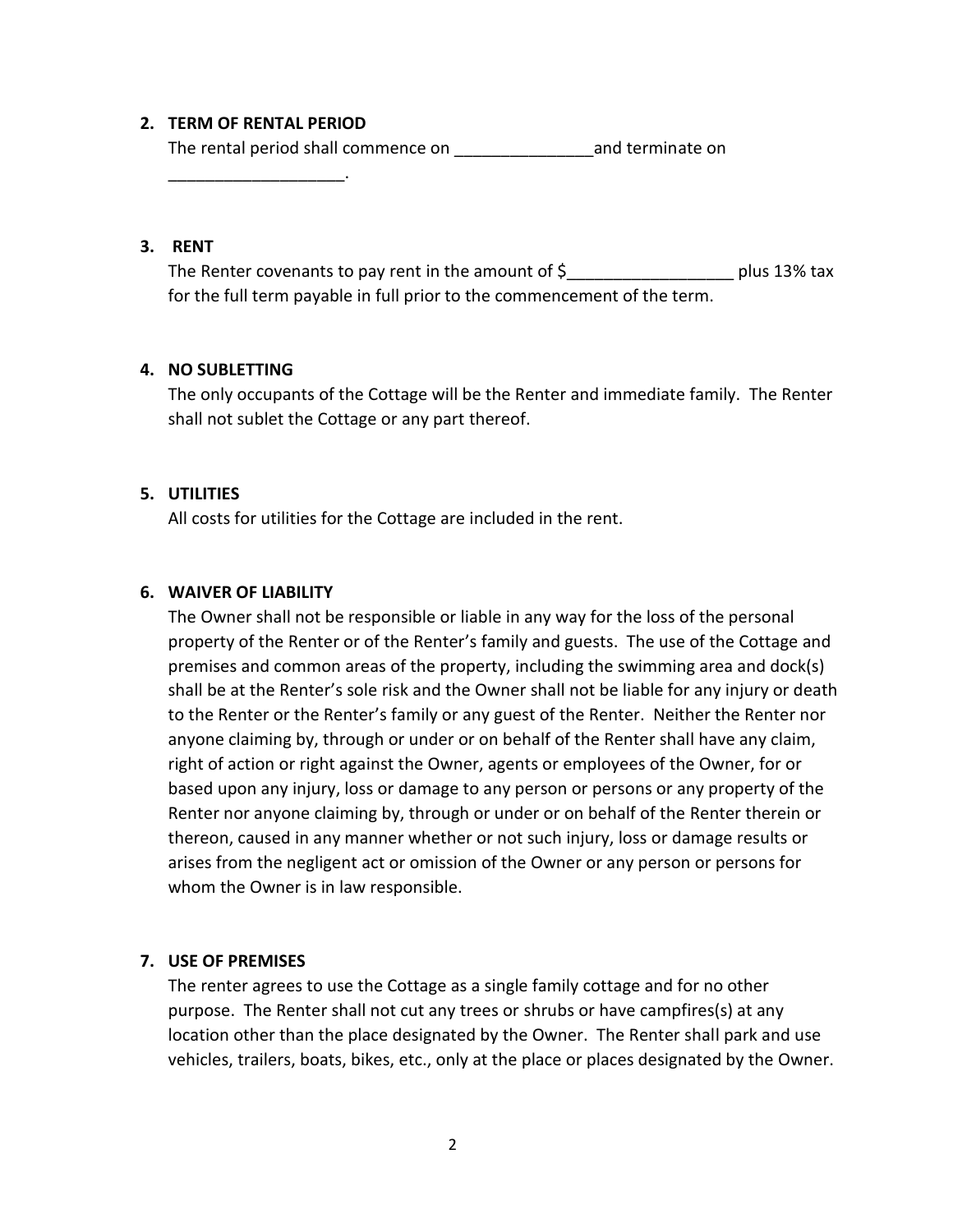**2. TERM OF RENTAL PERIOD**

The rental period shall commence on _______________and terminate on ___________________.

**3. RENT**

The Renter covenants to pay rent in the amount of $__________________ plus 13% tax for the full term payable in full prior to the commencement of the term.

**4. NO SUBLETTING**

The only occupants of the Cottage will be the Renter and immediate family. The Renter shall not sublet the Cottage or any part thereof.

**5. UTILITIES**

All costs for utilities for the Cottage are included in the rent.

**6. WAIVER OF LIABILITY**

The Owner shall not be responsible or liable in any way for the loss of the personal property of the Renter or of the Renter's family and guests. The use of the Cottage and premises and common areas of the property, including the swimming area and dock(s) shall be at the Renter's sole risk and the Owner shall not be liable for any injury or death to the Renter or the Renter's family or any guest of the Renter. Neither the Renter nor anyone claiming by, through or under or on behalf of the Renter shall have any claim, right of action or right against the Owner, agents or employees of the Owner, for or based upon any injury, loss or damage to any person or persons or any property of the Renter nor anyone claiming by, through or under or on behalf of the Renter therein or thereon, caused in any manner whether or not such injury, loss or damage results or arises from the negligent act or omission of the Owner or any person or persons for whom the Owner is in law responsible.

**7. USE OF PREMISES**

The renter agrees to use the Cottage as a single family cottage and for no other purpose. The Renter shall not cut any trees or shrubs or have campfires(s) at any location other than the place designated by the Owner. The Renter shall park and use vehicles, trailers, boats, bikes, etc., only at the place or places designated by the Owner.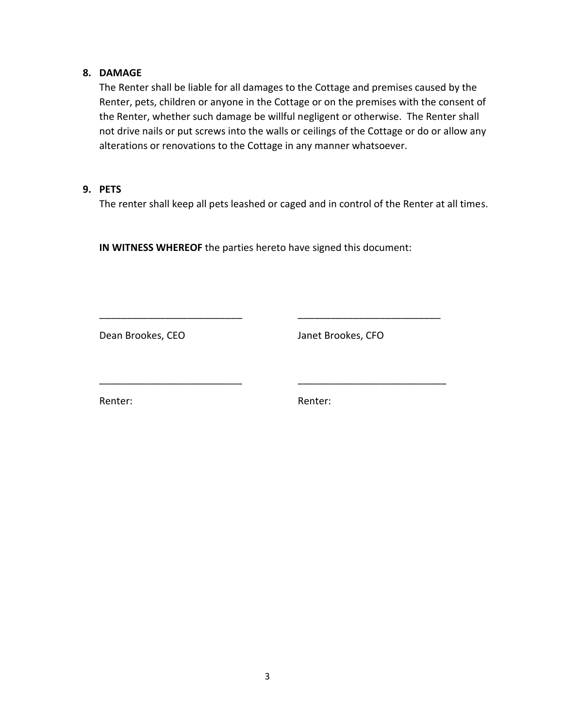**8. DAMAGE**

The Renter shall be liable for all damages to the Cottage and premises caused by the Renter, pets, children or anyone in the Cottage or on the premises with the consent of the Renter, whether such damage be willful negligent or otherwise. The Renter shall not drive nails or put screws into the walls or ceilings of the Cottage or do or allow any alterations or renovations to the Cottage in any manner whatsoever.

**9. PETS**

The renter shall keep all pets leashed or caged and in control of the Renter at all times.

**IN WITNESS WHEREOF** the parties hereto have signed this document:

| | |
|---|---|
| ___________________________ | ___________________________ |
| Dean Brookes, CEO | Janet Brookes, CFO |
| ___________________________ | ___________________________ |
| Renter: | Renter: |